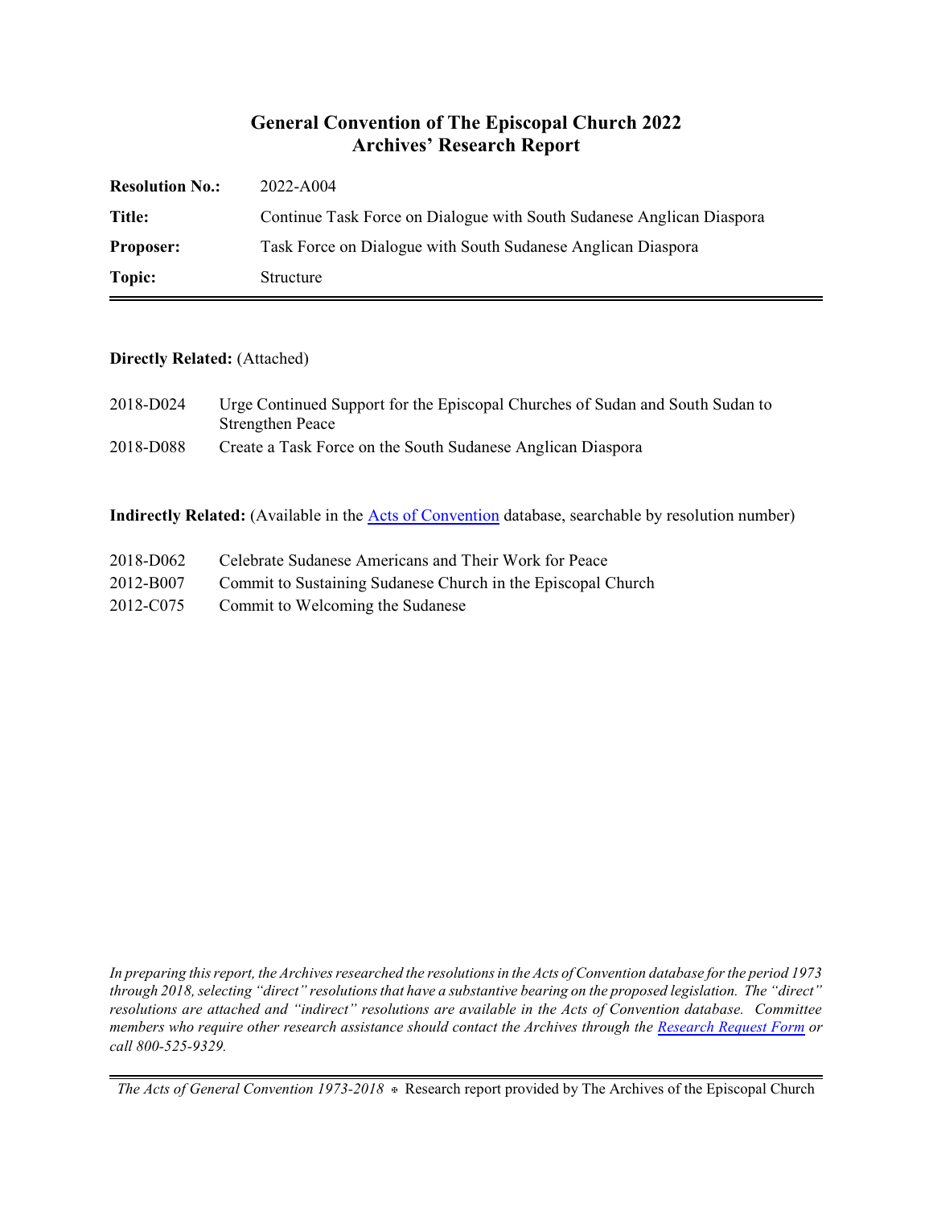# General Convention of The Episcopal Church 2022
## Archives' Research Report

| | |
|---|---|
| **Resolution No.:** | 2022-A004 |
| **Title:** | Continue Task Force on Dialogue with South Sudanese Anglican Diaspora |
| **Proposer:** | Task Force on Dialogue with South Sudanese Anglican Diaspora |
| **Topic:** | Structure |

**Directly Related:** (Attached)

| | |
|---|---|
| 2018-D024 | Urge Continued Support for the Episcopal Churches of Sudan and South Sudan to Strengthen Peace |
| 2018-D088 | Create a Task Force on the South Sudanese Anglican Diaspora |

**Indirectly Related:** (Available in the Acts of Convention database, searchable by resolution number)

| | |
|---|---|
| 2018-D062 | Celebrate Sudanese Americans and Their Work for Peace |
| 2012-B007 | Commit to Sustaining Sudanese Church in the Episcopal Church |
| 2012-C075 | Commit to Welcoming the Sudanese |

*In preparing this report, the Archives researched the resolutions in the Acts of Convention database for the period 1973 through 2018, selecting "direct" resolutions that have a substantive bearing on the proposed legislation. The "direct" resolutions are attached and "indirect" resolutions are available in the Acts of Convention database. Committee members who require other research assistance should contact the Archives through the Research Request Form or call 800-525-9329.*

*The Acts of General Convention 1973-2018* ⊕ Research report provided by The Archives of the Episcopal Church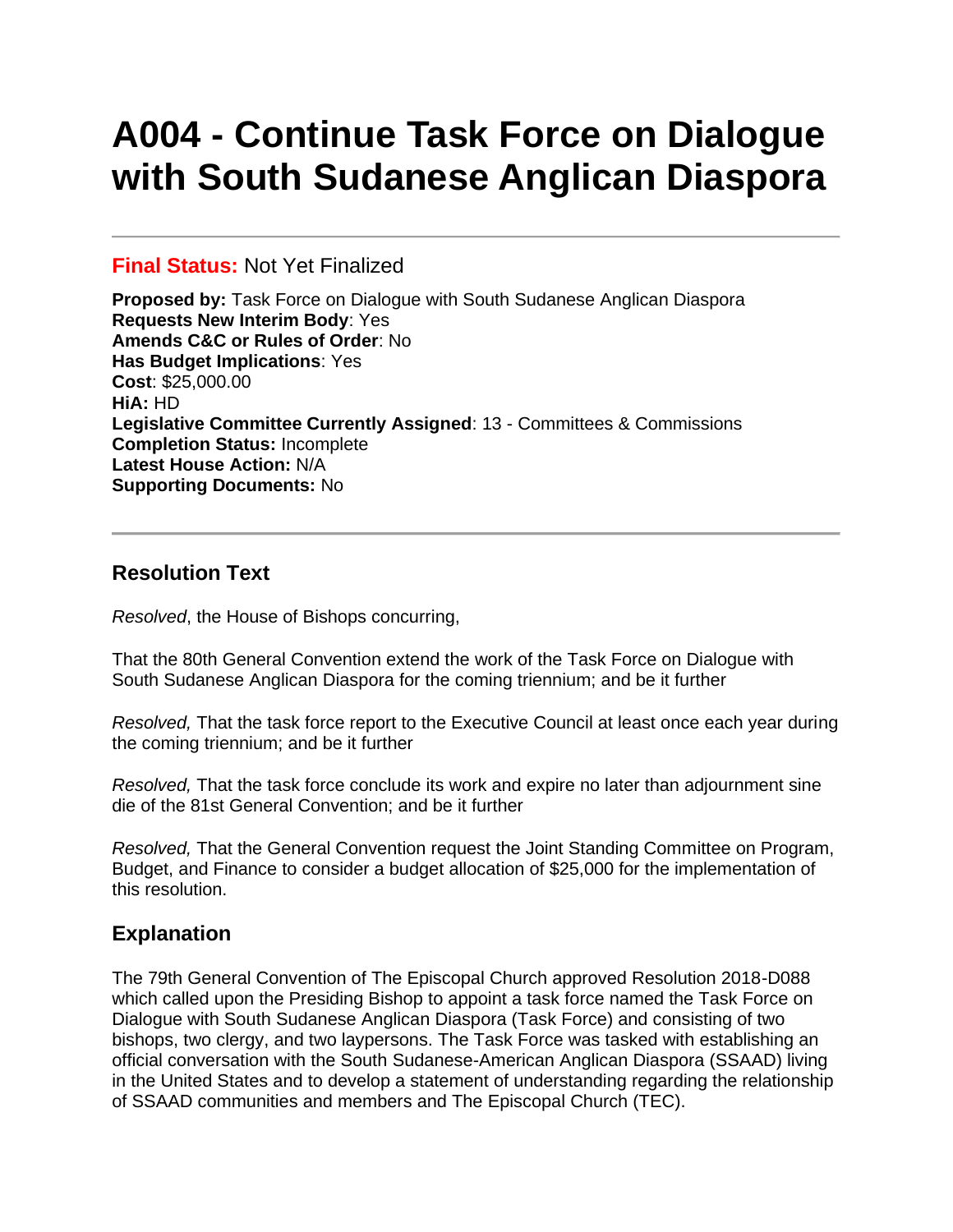# A004 - Continue Task Force on Dialogue with South Sudanese Anglican Diaspora

---

**Final Status:** Not Yet Finalized

**Proposed by:** Task Force on Dialogue with South Sudanese Anglican Diaspora
**Requests New Interim Body**: Yes
**Amends C&C or Rules of Order**: No
**Has Budget Implications**: Yes
**Cost**: $25,000.00
**HiA:** HD
**Legislative Committee Currently Assigned**: 13 - Committees & Commissions
**Completion Status:** Incomplete
**Latest House Action:** N/A
**Supporting Documents:** No

---

## Resolution Text

*Resolved*, the House of Bishops concurring,

That the 80th General Convention extend the work of the Task Force on Dialogue with South Sudanese Anglican Diaspora for the coming triennium; and be it further

*Resolved,* That the task force report to the Executive Council at least once each year during the coming triennium; and be it further

*Resolved,* That the task force conclude its work and expire no later than adjournment sine die of the 81st General Convention; and be it further

*Resolved,* That the General Convention request the Joint Standing Committee on Program, Budget, and Finance to consider a budget allocation of $25,000 for the implementation of this resolution.

## Explanation

The 79th General Convention of The Episcopal Church approved Resolution 2018-D088 which called upon the Presiding Bishop to appoint a task force named the Task Force on Dialogue with South Sudanese Anglican Diaspora (Task Force) and consisting of two bishops, two clergy, and two laypersons. The Task Force was tasked with establishing an official conversation with the South Sudanese-American Anglican Diaspora (SSAAD) living in the United States and to develop a statement of understanding regarding the relationship of SSAAD communities and members and The Episcopal Church (TEC).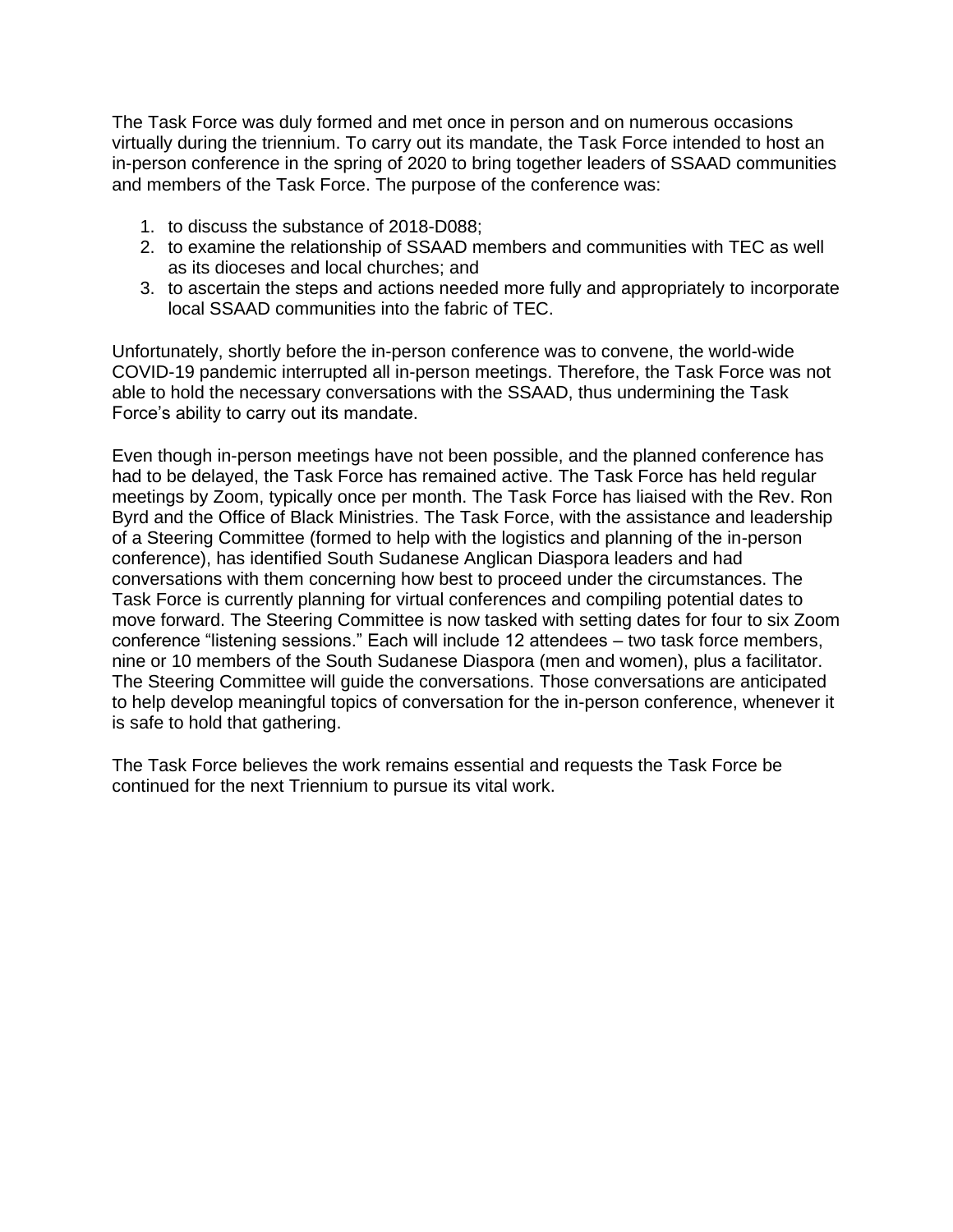The Task Force was duly formed and met once in person and on numerous occasions virtually during the triennium. To carry out its mandate, the Task Force intended to host an in-person conference in the spring of 2020 to bring together leaders of SSAAD communities and members of the Task Force. The purpose of the conference was:

1. to discuss the substance of 2018-D088;
2. to examine the relationship of SSAAD members and communities with TEC as well as its dioceses and local churches; and
3. to ascertain the steps and actions needed more fully and appropriately to incorporate local SSAAD communities into the fabric of TEC.

Unfortunately, shortly before the in-person conference was to convene, the world-wide COVID-19 pandemic interrupted all in-person meetings. Therefore, the Task Force was not able to hold the necessary conversations with the SSAAD, thus undermining the Task Force's ability to carry out its mandate.

Even though in-person meetings have not been possible, and the planned conference has had to be delayed, the Task Force has remained active. The Task Force has held regular meetings by Zoom, typically once per month. The Task Force has liaised with the Rev. Ron Byrd and the Office of Black Ministries. The Task Force, with the assistance and leadership of a Steering Committee (formed to help with the logistics and planning of the in-person conference), has identified South Sudanese Anglican Diaspora leaders and had conversations with them concerning how best to proceed under the circumstances. The Task Force is currently planning for virtual conferences and compiling potential dates to move forward. The Steering Committee is now tasked with setting dates for four to six Zoom conference "listening sessions." Each will include 12 attendees – two task force members, nine or 10 members of the South Sudanese Diaspora (men and women), plus a facilitator. The Steering Committee will guide the conversations. Those conversations are anticipated to help develop meaningful topics of conversation for the in-person conference, whenever it is safe to hold that gathering.

The Task Force believes the work remains essential and requests the Task Force be continued for the next Triennium to pursue its vital work.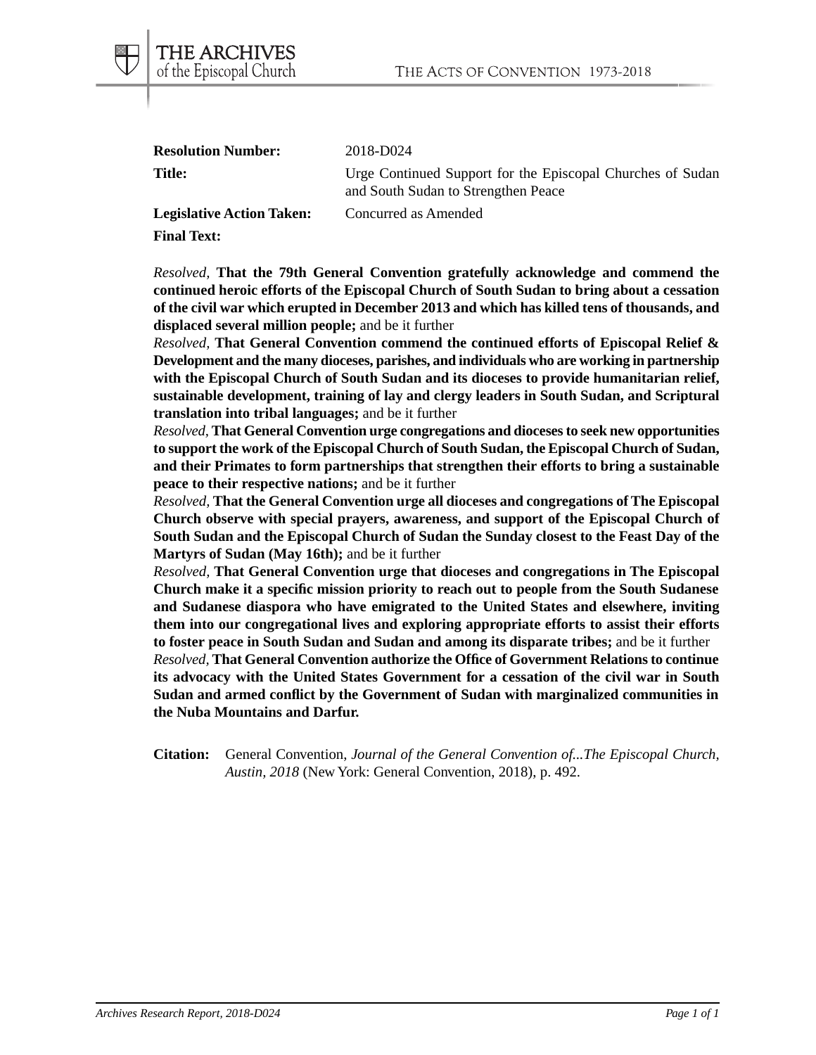**Resolution Number:** 2018-D024

**Title:** Urge Continued Support for the Episcopal Churches of Sudan and South Sudan to Strengthen Peace

**Legislative Action Taken:** Concurred as Amended

**Final Text:**

*Resolved,* **That the 79th General Convention gratefully acknowledge and commend the continued heroic efforts of the Episcopal Church of South Sudan to bring about a cessation of the civil war which erupted in December 2013 and which has killed tens of thousands, and displaced several million people;** and be it further

*Resolved,* **That General Convention commend the continued efforts of Episcopal Relief & Development and the many dioceses, parishes, and individuals who are working in partnership with the Episcopal Church of South Sudan and its dioceses to provide humanitarian relief, sustainable development, training of lay and clergy leaders in South Sudan, and Scriptural translation into tribal languages;** and be it further

*Resolved,* **That General Convention urge congregations and dioceses to seek new opportunities to support the work of the Episcopal Church of South Sudan, the Episcopal Church of Sudan, and their Primates to form partnerships that strengthen their efforts to bring a sustainable peace to their respective nations;** and be it further

*Resolved,* **That the General Convention urge all dioceses and congregations of The Episcopal Church observe with special prayers, awareness, and support of the Episcopal Church of South Sudan and the Episcopal Church of Sudan the Sunday closest to the Feast Day of the Martyrs of Sudan (May 16th);** and be it further

*Resolved,* **That General Convention urge that dioceses and congregations in The Episcopal Church make it a specific mission priority to reach out to people from the South Sudanese and Sudanese diaspora who have emigrated to the United States and elsewhere, inviting them into our congregational lives and exploring appropriate efforts to assist their efforts to foster peace in South Sudan and Sudan and among its disparate tribes;** and be it further

*Resolved,* **That General Convention authorize the Office of Government Relations to continue its advocacy with the United States Government for a cessation of the civil war in South Sudan and armed conflict by the Government of Sudan with marginalized communities in the Nuba Mountains and Darfur.**

**Citation:** General Convention, *Journal of the General Convention of...The Episcopal Church, Austin, 2018* (New York: General Convention, 2018), p. 492.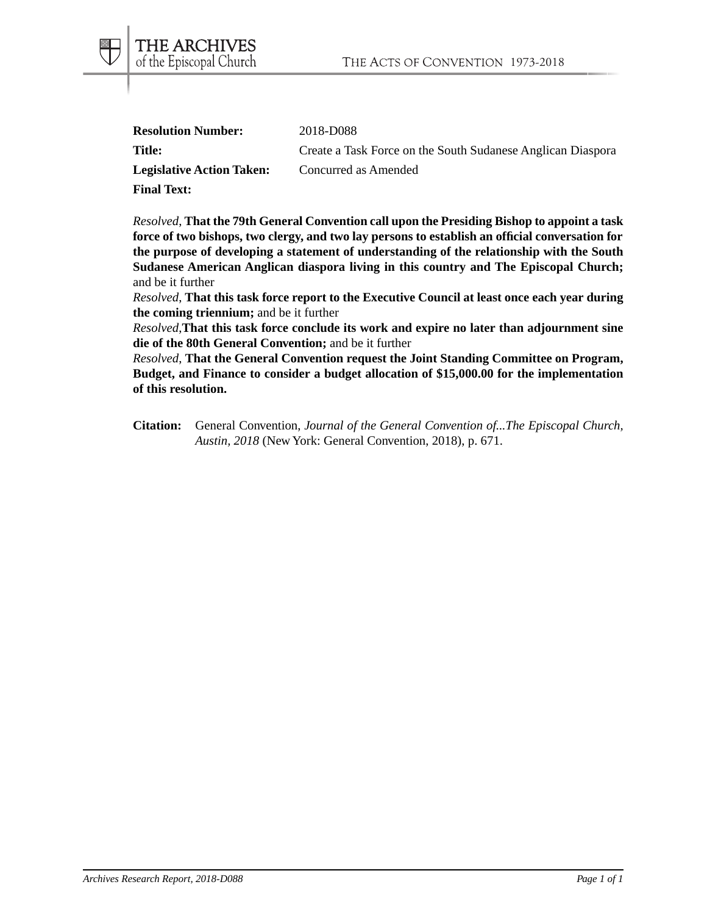**Resolution Number:** 2018-D088

**Title:** Create a Task Force on the South Sudanese Anglican Diaspora

**Legislative Action Taken:** Concurred as Amended

**Final Text:**

*Resolved,* **That the 79th General Convention call upon the Presiding Bishop to appoint a task force of two bishops, two clergy, and two lay persons to establish an official conversation for the purpose of developing a statement of understanding of the relationship with the South Sudanese American Anglican diaspora living in this country and The Episcopal Church;** and be it further

*Resolved,* **That this task force report to the Executive Council at least once each year during the coming triennium;** and be it further

*Resolved,***That this task force conclude its work and expire no later than adjournment sine die of the 80th General Convention;** and be it further

*Resolved,* **That the General Convention request the Joint Standing Committee on Program, Budget, and Finance to consider a budget allocation of $15,000.00 for the implementation of this resolution.**

**Citation:** General Convention, *Journal of the General Convention of...The Episcopal Church, Austin, 2018* (New York: General Convention, 2018), p. 671.